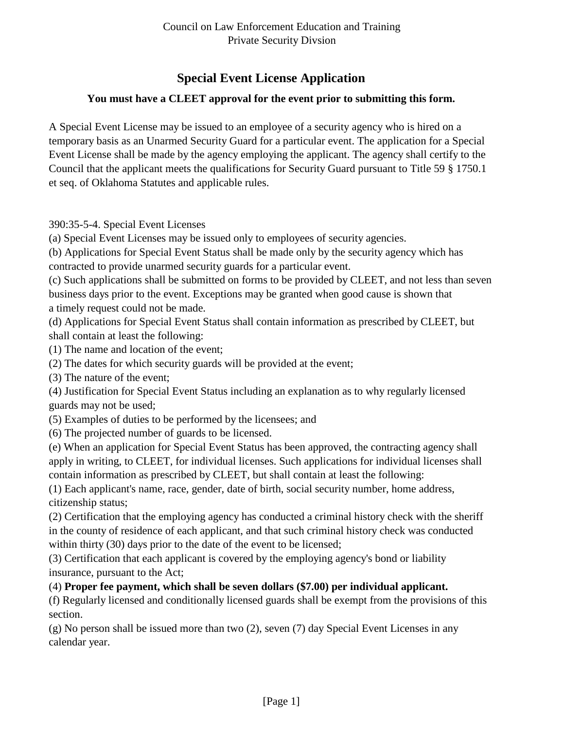Council on Law Enforcement Education and Training
Private Security Divsion

# Special Event License Application

**You must have a CLEET approval for the event prior to submitting this form.**

A Special Event License may be issued to an employee of a security agency who is hired on a temporary basis as an Unarmed Security Guard for a particular event. The application for a Special Event License shall be made by the agency employing the applicant. The agency shall certify to the Council that the applicant meets the qualifications for Security Guard pursuant to Title 59 § 1750.1 et seq. of Oklahoma Statutes and applicable rules.

390:35-5-4. Special Event Licenses

(a) Special Event Licenses may be issued only to employees of security agencies.

(b) Applications for Special Event Status shall be made only by the security agency which has contracted to provide unarmed security guards for a particular event.

(c) Such applications shall be submitted on forms to be provided by CLEET, and not less than seven business days prior to the event. Exceptions may be granted when good cause is shown that a timely request could not be made.

(d) Applications for Special Event Status shall contain information as prescribed by CLEET, but shall contain at least the following:

(1) The name and location of the event;

(2) The dates for which security guards will be provided at the event;

(3) The nature of the event;

(4) Justification for Special Event Status including an explanation as to why regularly licensed guards may not be used;

(5) Examples of duties to be performed by the licensees; and

(6) The projected number of guards to be licensed.

(e) When an application for Special Event Status has been approved, the contracting agency shall apply in writing, to CLEET, for individual licenses. Such applications for individual licenses shall contain information as prescribed by CLEET, but shall contain at least the following:

(1) Each applicant's name, race, gender, date of birth, social security number, home address, citizenship status;

(2) Certification that the employing agency has conducted a criminal history check with the sheriff in the county of residence of each applicant, and that such criminal history check was conducted within thirty (30) days prior to the date of the event to be licensed;

(3) Certification that each applicant is covered by the employing agency's bond or liability insurance, pursuant to the Act;

(4) **Proper fee payment, which shall be seven dollars ($7.00) per individual applicant.**

(f) Regularly licensed and conditionally licensed guards shall be exempt from the provisions of this section.

(g) No person shall be issued more than two (2), seven (7) day Special Event Licenses in any calendar year.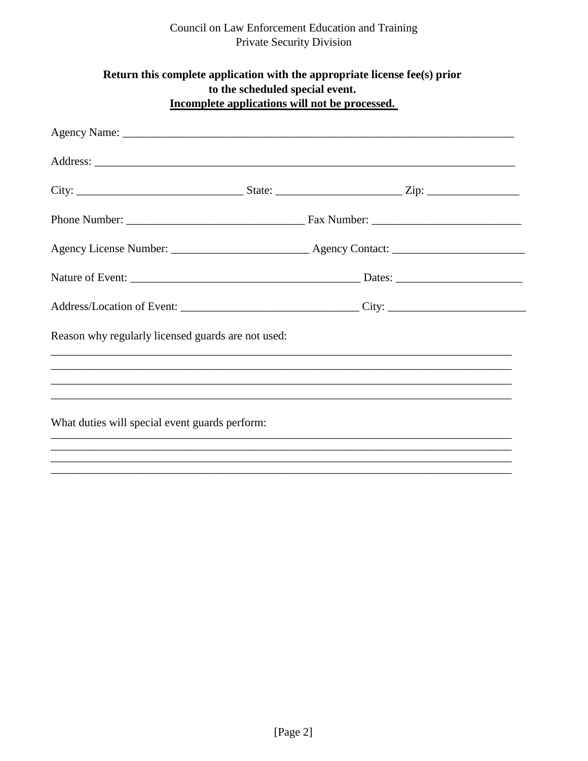Council on Law Enforcement Education and Training
Private Security Division

**Return this complete application with the appropriate license fee(s) prior to the scheduled special event.**
**<u>Incomplete applications will not be processed.</u>**

Agency Name: ______________________________________________________________________

Address: __________________________________________________________________________

City: ____________________________ State: _____________________ Zip: ________________

Phone Number: ______________________________ Fax Number: _________________________

Agency License Number: _______________________ Agency Contact: ______________________

Nature of Event: ______________________________________ Dates: _____________________

Address/Location of Event: ______________________________ City: _______________________

Reason why regularly licensed guards are not used:
__________________________________________________________________________________
__________________________________________________________________________________
__________________________________________________________________________________
__________________________________________________________________________________

What duties will special event guards perform:
__________________________________________________________________________________
__________________________________________________________________________________
__________________________________________________________________________________
__________________________________________________________________________________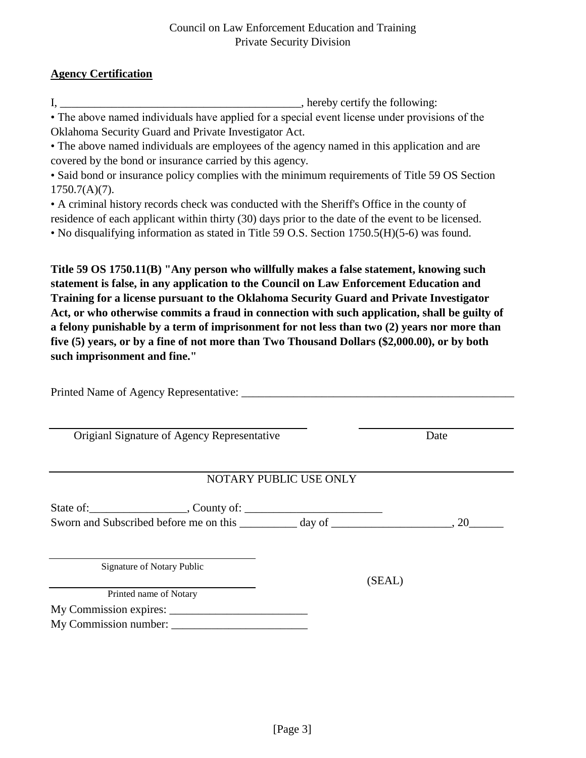Council on Law Enforcement Education and Training
Private Security Division

**Agency Certification**

I, ___________________________________________, hereby certify the following:

- The above named individuals have applied for a special event license under provisions of the Oklahoma Security Guard and Private Investigator Act.
- The above named individuals are employees of the agency named in this application and are covered by the bond or insurance carried by this agency.
- Said bond or insurance policy complies with the minimum requirements of Title 59 OS Section 1750.7(A)(7).
- A criminal history records check was conducted with the Sheriff's Office in the county of residence of each applicant within thirty (30) days prior to the date of the event to be licensed.
- No disqualifying information as stated in Title 59 O.S. Section 1750.5(H)(5-6) was found.

**Title 59 OS 1750.11(B) "Any person who willfully makes a false statement, knowing such statement is false, in any application to the Council on Law Enforcement Education and Training for a license pursuant to the Oklahoma Security Guard and Private Investigator Act, or who otherwise commits a fraud in connection with such application, shall be guilty of a felony punishable by a term of imprisonment for not less than two (2) years nor more than five (5) years, or by a fine of not more than Two Thousand Dollars ($2,000.00), or by both such imprisonment and fine."**

Printed Name of Agency Representative: _________________________________________________

_______________________________________ &nbsp;&nbsp;&nbsp;&nbsp; ________________________
Origianl Signature of Agency Representative &nbsp;&nbsp;&nbsp;&nbsp; Date

NOTARY PUBLIC USE ONLY

State of:_________________, County of: ________________________

Sworn and Subscribed before me on this __________ day of ____________________, 20______

_______________________________
Signature of Notary Public

_______________________________ &nbsp;&nbsp;&nbsp;&nbsp; (SEAL)
Printed name of Notary

My Commission expires: ________________________

My Commission number: ________________________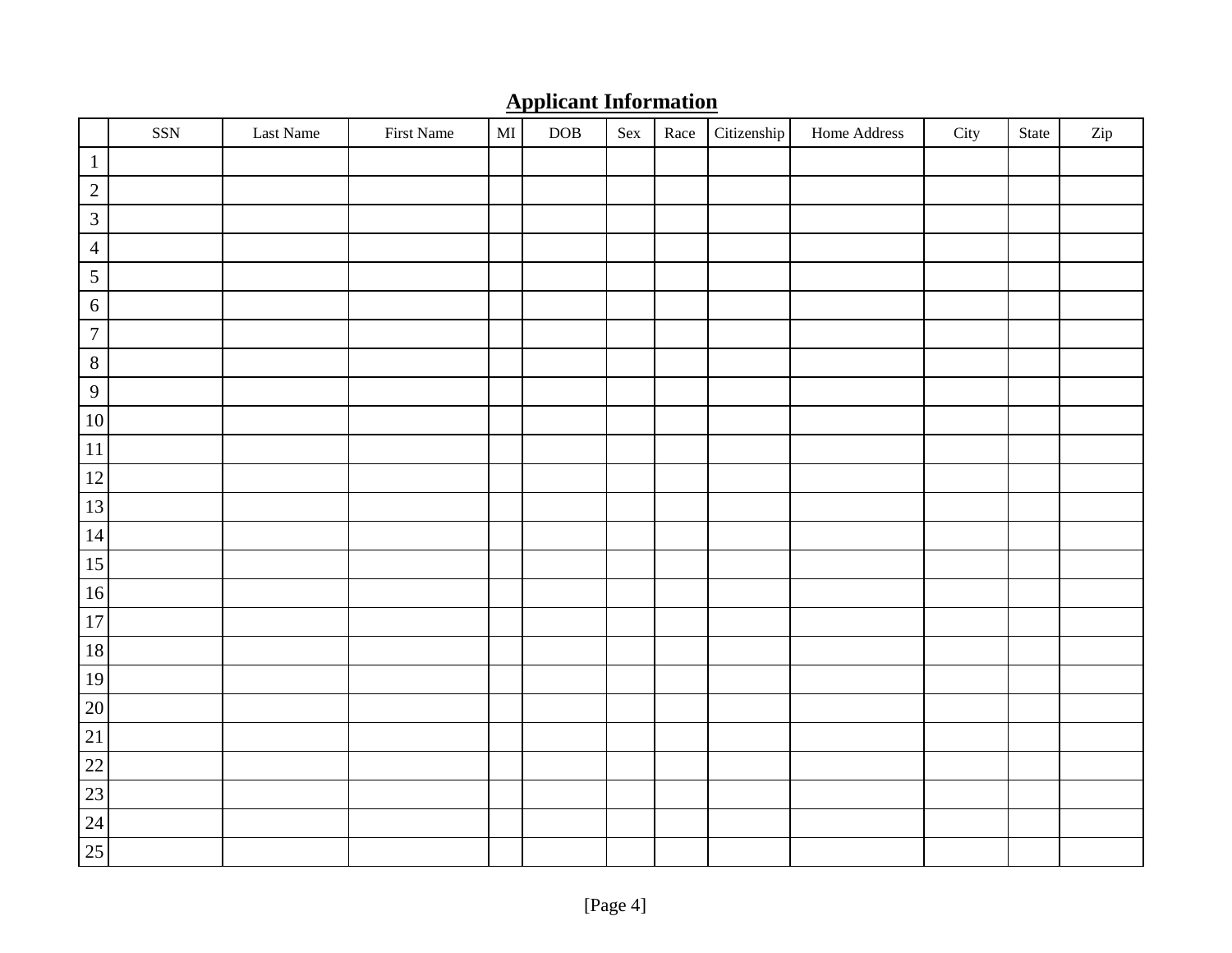## Applicant Information

| | SSN | Last Name | First Name | MI | DOB | Sex | Race | Citizenship | Home Address | City | State | Zip |
|---|---|---|---|---|---|---|---|---|---|---|---|---|
| 1 | | | | | | | | | | | | |
| 2 | | | | | | | | | | | | |
| 3 | | | | | | | | | | | | |
| 4 | | | | | | | | | | | | |
| 5 | | | | | | | | | | | | |
| 6 | | | | | | | | | | | | |
| 7 | | | | | | | | | | | | |
| 8 | | | | | | | | | | | | |
| 9 | | | | | | | | | | | | |
| 10 | | | | | | | | | | | | |
| 11 | | | | | | | | | | | | |
| 12 | | | | | | | | | | | | |
| 13 | | | | | | | | | | | | |
| 14 | | | | | | | | | | | | |
| 15 | | | | | | | | | | | | |
| 16 | | | | | | | | | | | | |
| 17 | | | | | | | | | | | | |
| 18 | | | | | | | | | | | | |
| 19 | | | | | | | | | | | | |
| 20 | | | | | | | | | | | | |
| 21 | | | | | | | | | | | | |
| 22 | | | | | | | | | | | | |
| 23 | | | | | | | | | | | | |
| 24 | | | | | | | | | | | | |
| 25 | | | | | | | | | | | | |